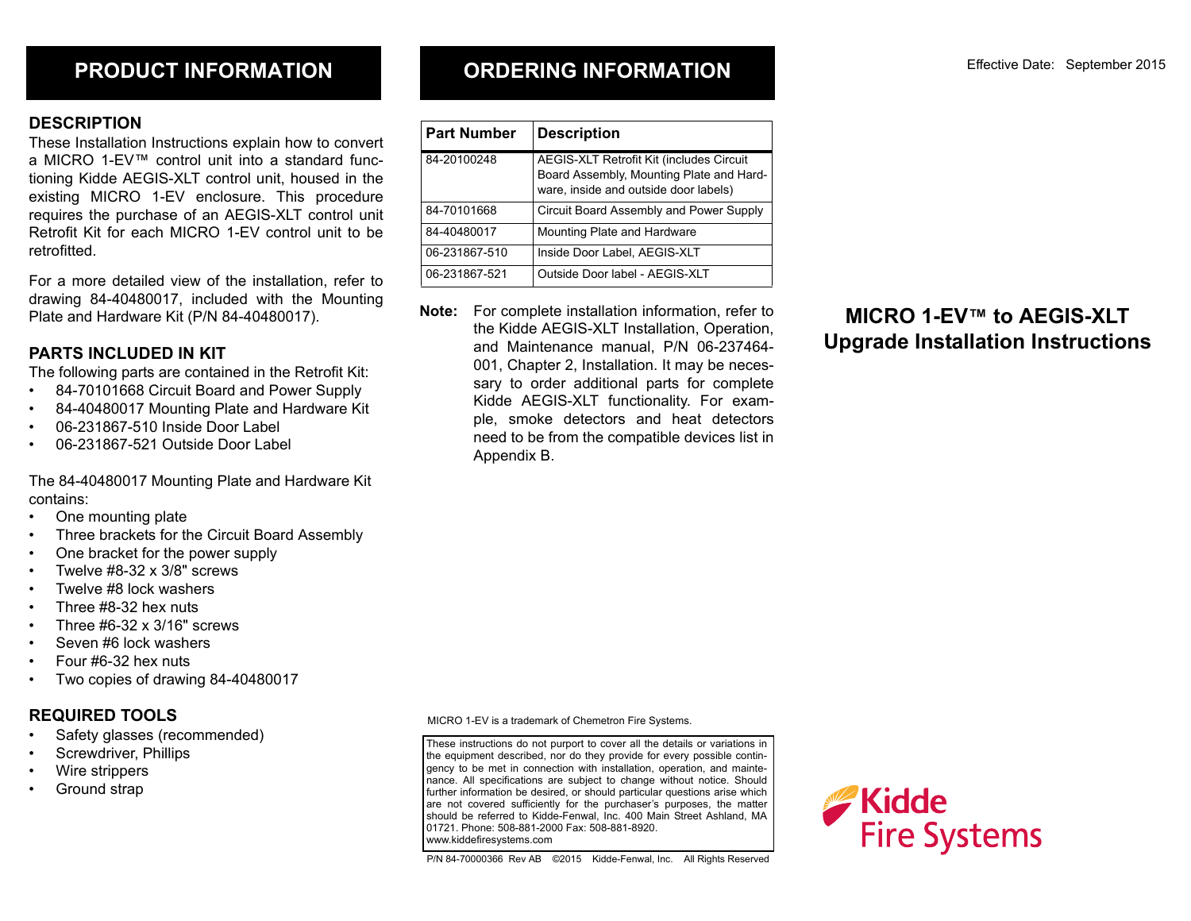Effective Date: September 2015

# MICRO 1-EV™ to AEGIS-XLT Upgrade Installation Instructions

## PRODUCT INFORMATION

### DESCRIPTION

These Installation Instructions explain how to convert a MICRO 1-EV™ control unit into a standard functioning Kidde AEGIS-XLT control unit, housed in the existing MICRO 1-EV enclosure. This procedure requires the purchase of an AEGIS-XLT control unit Retrofit Kit for each MICRO 1-EV control unit to be retrofitted.

For a more detailed view of the installation, refer to drawing 84-40480017, included with the Mounting Plate and Hardware Kit (P/N 84-40480017).

### PARTS INCLUDED IN KIT

The following parts are contained in the Retrofit Kit:

- 84-70101668 Circuit Board and Power Supply
- 84-40480017 Mounting Plate and Hardware Kit
- 06-231867-510 Inside Door Label
- 06-231867-521 Outside Door Label

The 84-40480017 Mounting Plate and Hardware Kit contains:

- One mounting plate
- Three brackets for the Circuit Board Assembly
- One bracket for the power supply
- Twelve #8-32 x 3/8" screws
- Twelve #8 lock washers
- Three #8-32 hex nuts
- Three #6-32 x 3/16" screws
- Seven #6 lock washers
- Four #6-32 hex nuts
- Two copies of drawing 84-40480017

### REQUIRED TOOLS

- Safety glasses (recommended)
- Screwdriver, Phillips
- Wire strippers
- Ground strap

## ORDERING INFORMATION

| Part Number | Description |
|---|---|
| 84-20100248 | AEGIS-XLT Retrofit Kit (includes Circuit Board Assembly, Mounting Plate and Hardware, inside and outside door labels) |
| 84-70101668 | Circuit Board Assembly and Power Supply |
| 84-40480017 | Mounting Plate and Hardware |
| 06-231867-510 | Inside Door Label, AEGIS-XLT |
| 06-231867-521 | Outside Door label - AEGIS-XLT |

**Note:** For complete installation information, refer to the Kidde AEGIS-XLT Installation, Operation, and Maintenance manual, P/N 06-237464-001, Chapter 2, Installation. It may be necessary to order additional parts for complete Kidde AEGIS-XLT functionality. For example, smoke detectors and heat detectors need to be from the compatible devices list in Appendix B.

MICRO 1-EV is a trademark of Chemetron Fire Systems.

These instructions do not purport to cover all the details or variations in the equipment described, nor do they provide for every possible contingency to be met in connection with installation, operation, and maintenance. All specifications are subject to change without notice. Should further information be desired, or should particular questions arise which are not covered sufficiently for the purchaser's purposes, the matter should be referred to Kidde-Fenwal, Inc. 400 Main Street Ashland, MA 01721. Phone: 508-881-2000 Fax: 508-881-8920. www.kiddefiresystems.com

P/N 84-70000366 Rev AB ©2015 Kidde-Fenwal, Inc. All Rights Reserved

Kidde Fire Systems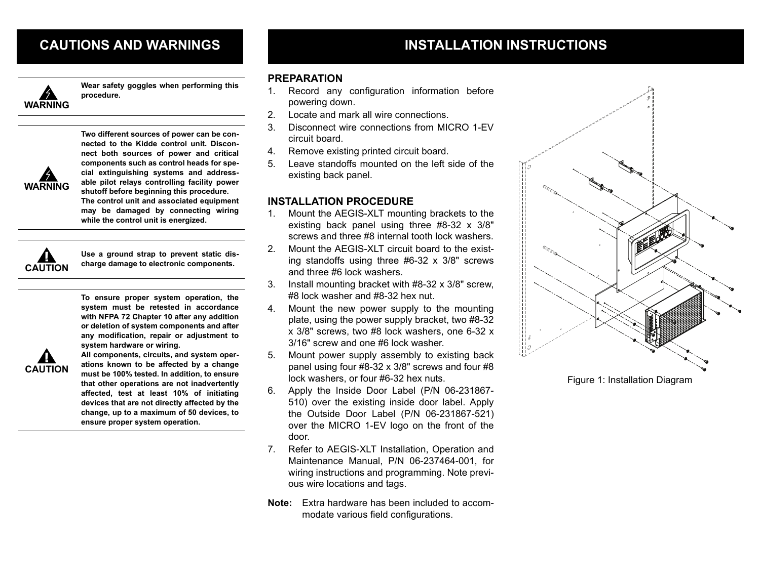## CAUTIONS AND WARNINGS

**WARNING**

**Wear safety goggles when performing this procedure.**

**WARNING**

**Two different sources of power can be connected to the Kidde control unit. Disconnect both sources of power and critical components such as control heads for special extinguishing systems and addressable pilot relays controlling facility power shutoff before beginning this procedure.**
**The control unit and associated equipment may be damaged by connecting wiring while the control unit is energized.**

**CAUTION**

**Use a ground strap to prevent static discharge damage to electronic components.**

**CAUTION**

**To ensure proper system operation, the system must be retested in accordance with NFPA 72 Chapter 10 after any addition or deletion of system components and after any modification, repair or adjustment to system hardware or wiring.**
**All components, circuits, and system operations known to be affected by a change must be 100% tested. In addition, to ensure that other operations are not inadvertently affected, test at least 10% of initiating devices that are not directly affected by the change, up to a maximum of 50 devices, to ensure proper system operation.**

## INSTALLATION INSTRUCTIONS

### PREPARATION

1. Record any configuration information before powering down.
2. Locate and mark all wire connections.
3. Disconnect wire connections from MICRO 1-EV circuit board.
4. Remove existing printed circuit board.
5. Leave standoffs mounted on the left side of the existing back panel.

### INSTALLATION PROCEDURE

1. Mount the AEGIS-XLT mounting brackets to the existing back panel using three #8-32 x 3/8" screws and three #8 internal tooth lock washers.
2. Mount the AEGIS-XLT circuit board to the existing standoffs using three #6-32 x 3/8" screws and three #6 lock washers.
3. Install mounting bracket with #8-32 x 3/8" screw, #8 lock washer and #8-32 hex nut.
4. Mount the new power supply to the mounting plate, using the power supply bracket, two #8-32 x 3/8" screws, two #8 lock washers, one 6-32 x 3/16" screw and one #6 lock washer.
5. Mount power supply assembly to existing back panel using four #8-32 x 3/8" screws and four #8 lock washers, or four #6-32 hex nuts.
6. Apply the Inside Door Label (P/N 06-231867-510) over the existing inside door label. Apply the Outside Door Label (P/N 06-231867-521) over the MICRO 1-EV logo on the front of the door.
7. Refer to AEGIS-XLT Installation, Operation and Maintenance Manual, P/N 06-237464-001, for wiring instructions and programming. Note previous wire locations and tags.

**Note:** Extra hardware has been included to accommodate various field configurations.

Figure 1: Installation Diagram